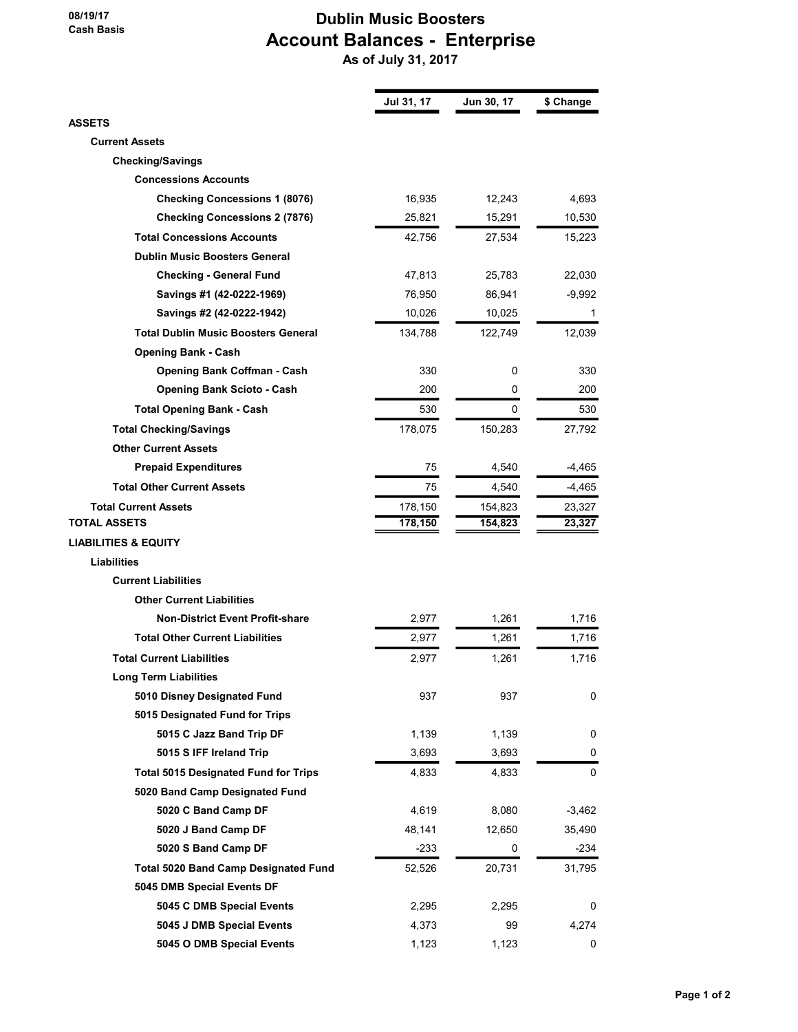08/19/17
Cash Basis

# Dublin Music Boosters
## Account Balances - Enterprise
### As of July 31, 2017

| | Jul 31, 17 | Jun 30, 17 | $ Change |
|---|---|---|---|
| **ASSETS** | | | |
| **Current Assets** | | | |
| **Checking/Savings** | | | |
| **Concessions Accounts** | | | |
| **Checking Concessions 1 (8076)** | 16,935 | 12,243 | 4,693 |
| **Checking Concessions 2 (7876)** | 25,821 | 15,291 | 10,530 |
| **Total Concessions Accounts** | 42,756 | 27,534 | 15,223 |
| **Dublin Music Boosters General** | | | |
| **Checking - General Fund** | 47,813 | 25,783 | 22,030 |
| **Savings #1 (42-0222-1969)** | 76,950 | 86,941 | -9,992 |
| **Savings #2 (42-0222-1942)** | 10,026 | 10,025 | 1 |
| **Total Dublin Music Boosters General** | 134,788 | 122,749 | 12,039 |
| **Opening Bank - Cash** | | | |
| **Opening Bank Coffman - Cash** | 330 | 0 | 330 |
| **Opening Bank Scioto - Cash** | 200 | 0 | 200 |
| **Total Opening Bank - Cash** | 530 | 0 | 530 |
| **Total Checking/Savings** | 178,075 | 150,283 | 27,792 |
| **Other Current Assets** | | | |
| **Prepaid Expenditures** | 75 | 4,540 | -4,465 |
| **Total Other Current Assets** | 75 | 4,540 | -4,465 |
| **Total Current Assets** | 178,150 | 154,823 | 23,327 |
| **TOTAL ASSETS** | 178,150 | 154,823 | 23,327 |
| **LIABILITIES & EQUITY** | | | |
| **Liabilities** | | | |
| **Current Liabilities** | | | |
| **Other Current Liabilities** | | | |
| **Non-District Event Profit-share** | 2,977 | 1,261 | 1,716 |
| **Total Other Current Liabilities** | 2,977 | 1,261 | 1,716 |
| **Total Current Liabilities** | 2,977 | 1,261 | 1,716 |
| **Long Term Liabilities** | | | |
| **5010 Disney Designated Fund** | 937 | 937 | 0 |
| **5015 Designated Fund for Trips** | | | |
| **5015 C Jazz Band Trip DF** | 1,139 | 1,139 | 0 |
| **5015 S IFF Ireland Trip** | 3,693 | 3,693 | 0 |
| **Total 5015 Designated Fund for Trips** | 4,833 | 4,833 | 0 |
| **5020 Band Camp Designated Fund** | | | |
| **5020 C Band Camp DF** | 4,619 | 8,080 | -3,462 |
| **5020 J Band Camp DF** | 48,141 | 12,650 | 35,490 |
| **5020 S Band Camp DF** | -233 | 0 | -234 |
| **Total 5020 Band Camp Designated Fund** | 52,526 | 20,731 | 31,795 |
| **5045 DMB Special Events DF** | | | |
| **5045 C DMB Special Events** | 2,295 | 2,295 | 0 |
| **5045 J DMB Special Events** | 4,373 | 99 | 4,274 |
| **5045 O DMB Special Events** | 1,123 | 1,123 | 0 |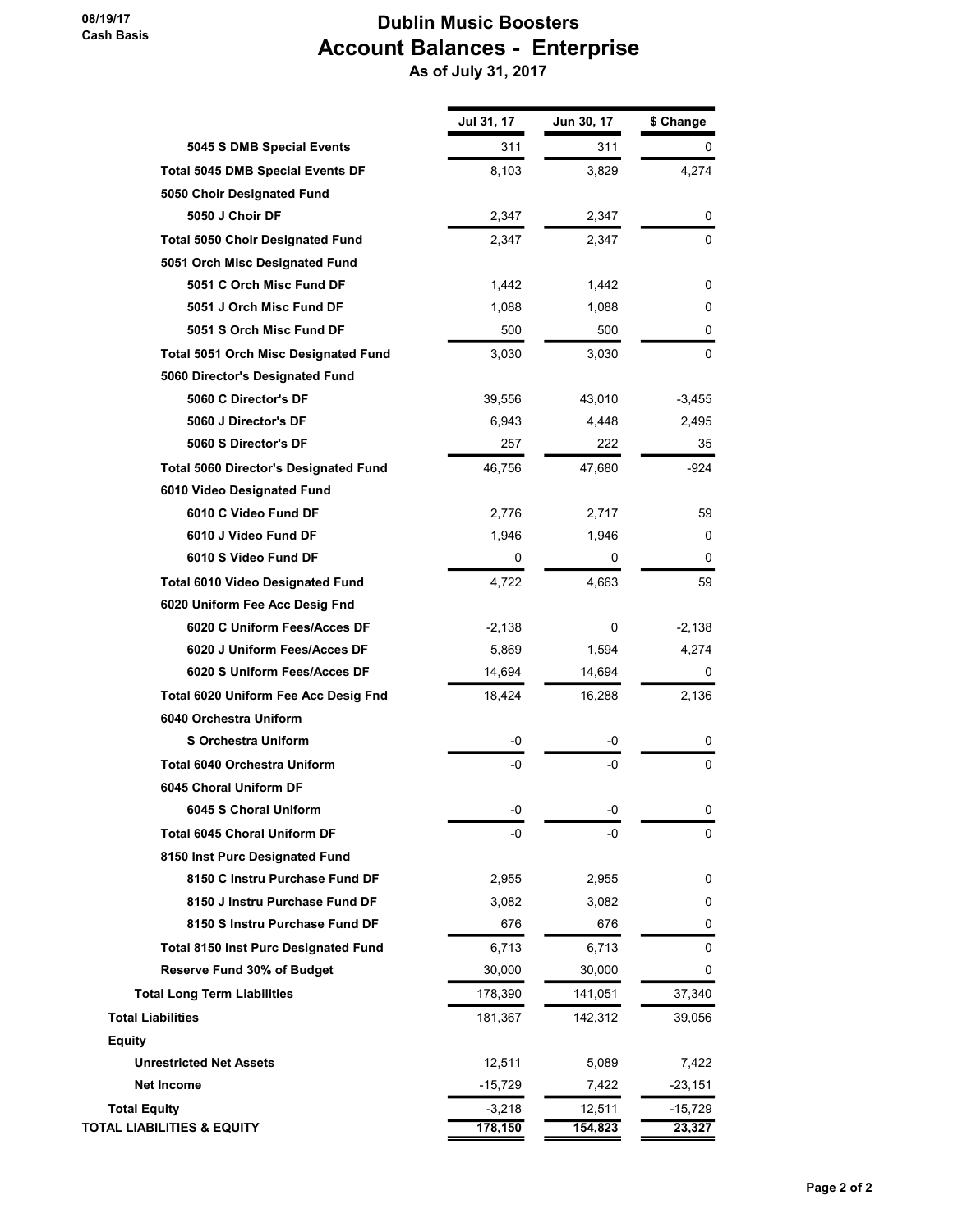08/19/17
Cash Basis

# Dublin Music Boosters
## Account Balances - Enterprise
### As of July 31, 2017

| | Jul 31, 17 | Jun 30, 17 | $ Change |
|---|---|---|---|
| 5045 S DMB Special Events | 311 | 311 | 0 |
| Total 5045 DMB Special Events DF | 8,103 | 3,829 | 4,274 |
| 5050 Choir Designated Fund | | | |
| 5050 J Choir DF | 2,347 | 2,347 | 0 |
| Total 5050 Choir Designated Fund | 2,347 | 2,347 | 0 |
| 5051 Orch Misc Designated Fund | | | |
| 5051 C Orch Misc Fund DF | 1,442 | 1,442 | 0 |
| 5051 J Orch Misc Fund DF | 1,088 | 1,088 | 0 |
| 5051 S Orch Misc Fund DF | 500 | 500 | 0 |
| Total 5051 Orch Misc Designated Fund | 3,030 | 3,030 | 0 |
| 5060 Director's Designated Fund | | | |
| 5060 C Director's DF | 39,556 | 43,010 | -3,455 |
| 5060 J Director's DF | 6,943 | 4,448 | 2,495 |
| 5060 S Director's DF | 257 | 222 | 35 |
| Total 5060 Director's Designated Fund | 46,756 | 47,680 | -924 |
| 6010 Video Designated Fund | | | |
| 6010 C Video Fund DF | 2,776 | 2,717 | 59 |
| 6010 J Video Fund DF | 1,946 | 1,946 | 0 |
| 6010 S Video Fund DF | 0 | 0 | 0 |
| Total 6010 Video Designated Fund | 4,722 | 4,663 | 59 |
| 6020 Uniform Fee Acc Desig Fnd | | | |
| 6020 C Uniform Fees/Acces DF | -2,138 | 0 | -2,138 |
| 6020 J Uniform Fees/Acces DF | 5,869 | 1,594 | 4,274 |
| 6020 S Uniform Fees/Acces DF | 14,694 | 14,694 | 0 |
| Total 6020 Uniform Fee Acc Desig Fnd | 18,424 | 16,288 | 2,136 |
| 6040 Orchestra Uniform | | | |
| S Orchestra Uniform | -0 | -0 | 0 |
| Total 6040 Orchestra Uniform | -0 | -0 | 0 |
| 6045 Choral Uniform DF | | | |
| 6045 S Choral Uniform | -0 | -0 | 0 |
| Total 6045 Choral Uniform DF | -0 | -0 | 0 |
| 8150 Inst Purc Designated Fund | | | |
| 8150 C Instru Purchase Fund DF | 2,955 | 2,955 | 0 |
| 8150 J Instru Purchase Fund DF | 3,082 | 3,082 | 0 |
| 8150 S Instru Purchase Fund DF | 676 | 676 | 0 |
| Total 8150 Inst Purc Designated Fund | 6,713 | 6,713 | 0 |
| Reserve Fund 30% of Budget | 30,000 | 30,000 | 0 |
| Total Long Term Liabilities | 178,390 | 141,051 | 37,340 |
| Total Liabilities | 181,367 | 142,312 | 39,056 |
| Equity | | | |
| Unrestricted Net Assets | 12,511 | 5,089 | 7,422 |
| Net Income | -15,729 | 7,422 | -23,151 |
| Total Equity | -3,218 | 12,511 | -15,729 |
| TOTAL LIABILITIES & EQUITY | 178,150 | 154,823 | 23,327 |